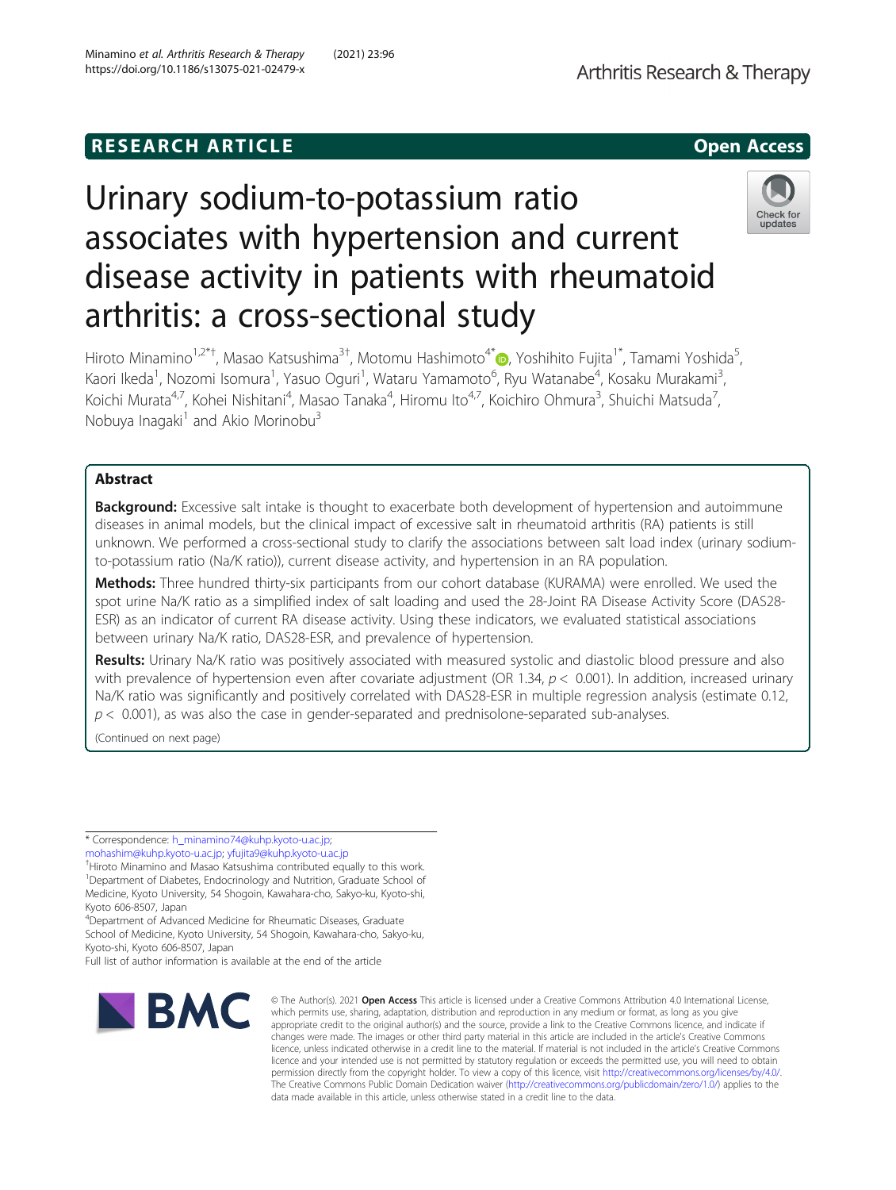RESEARCH ARTICLE

Open Access

# Urinary sodium-to-potassium ratio associates with hypertension and current disease activity in patients with rheumatoid arthritis: a cross-sectional study

Hiroto Minamino[1,2*†], Masao Katsushima[3†], Motomu Hashimoto[4*], Yoshihito Fujita[1*], Tamami Yoshida[5], Kaori Ikeda[1], Nozomi Isomura[1], Yasuo Oguri[1], Wataru Yamamoto[6], Ryu Watanabe[4], Kosaku Murakami[3], Koichi Murata[4,7], Kohei Nishitani[4], Masao Tanaka[4], Hiromu Ito[4,7], Koichiro Ohmura[3], Shuichi Matsuda[7], Nobuya Inagaki[1] and Akio Morinobu[3]

## Abstract

**Background:** Excessive salt intake is thought to exacerbate both development of hypertension and autoimmune diseases in animal models, but the clinical impact of excessive salt in rheumatoid arthritis (RA) patients is still unknown. We performed a cross-sectional study to clarify the associations between salt load index (urinary sodium-to-potassium ratio (Na/K ratio)), current disease activity, and hypertension in an RA population.

**Methods:** Three hundred thirty-six participants from our cohort database (KURAMA) were enrolled. We used the spot urine Na/K ratio as a simplified index of salt loading and used the 28-Joint RA Disease Activity Score (DAS28-ESR) as an indicator of current RA disease activity. Using these indicators, we evaluated statistical associations between urinary Na/K ratio, DAS28-ESR, and prevalence of hypertension.

**Results:** Urinary Na/K ratio was positively associated with measured systolic and diastolic blood pressure and also with prevalence of hypertension even after covariate adjustment (OR 1.34, $p < 0.001$). In addition, increased urinary Na/K ratio was significantly and positively correlated with DAS28-ESR in multiple regression analysis (estimate 0.12, $p < 0.001$), as was also the case in gender-separated and prednisolone-separated sub-analyses.

(Continued on next page)

\* Correspondence: h_minamino74@kuhp.kyoto-u.ac.jp; mohashim@kuhp.kyoto-u.ac.jp; yfujita9@kuhp.kyoto-u.ac.jp

†Hiroto Minamino and Masao Katsushima contributed equally to this work.

[1]Department of Diabetes, Endocrinology and Nutrition, Graduate School of Medicine, Kyoto University, 54 Shogoin, Kawahara-cho, Sakyo-ku, Kyoto-shi, Kyoto 606-8507, Japan

[4]Department of Advanced Medicine for Rheumatic Diseases, Graduate School of Medicine, Kyoto University, 54 Shogoin, Kawahara-cho, Sakyo-ku, Kyoto-shi, Kyoto 606-8507, Japan

Full list of author information is available at the end of the article

© The Author(s). 2021 **Open Access** This article is licensed under a Creative Commons Attribution 4.0 International License, which permits use, sharing, adaptation, distribution and reproduction in any medium or format, as long as you give appropriate credit to the original author(s) and the source, provide a link to the Creative Commons licence, and indicate if changes were made. The images or other third party material in this article are included in the article's Creative Commons licence, unless indicated otherwise in a credit line to the material. If material is not included in the article's Creative Commons licence and your intended use is not permitted by statutory regulation or exceeds the permitted use, you will need to obtain permission directly from the copyright holder. To view a copy of this licence, visit http://creativecommons.org/licenses/by/4.0/. The Creative Commons Public Domain Dedication waiver (http://creativecommons.org/publicdomain/zero/1.0/) applies to the data made available in this article, unless otherwise stated in a credit line to the data.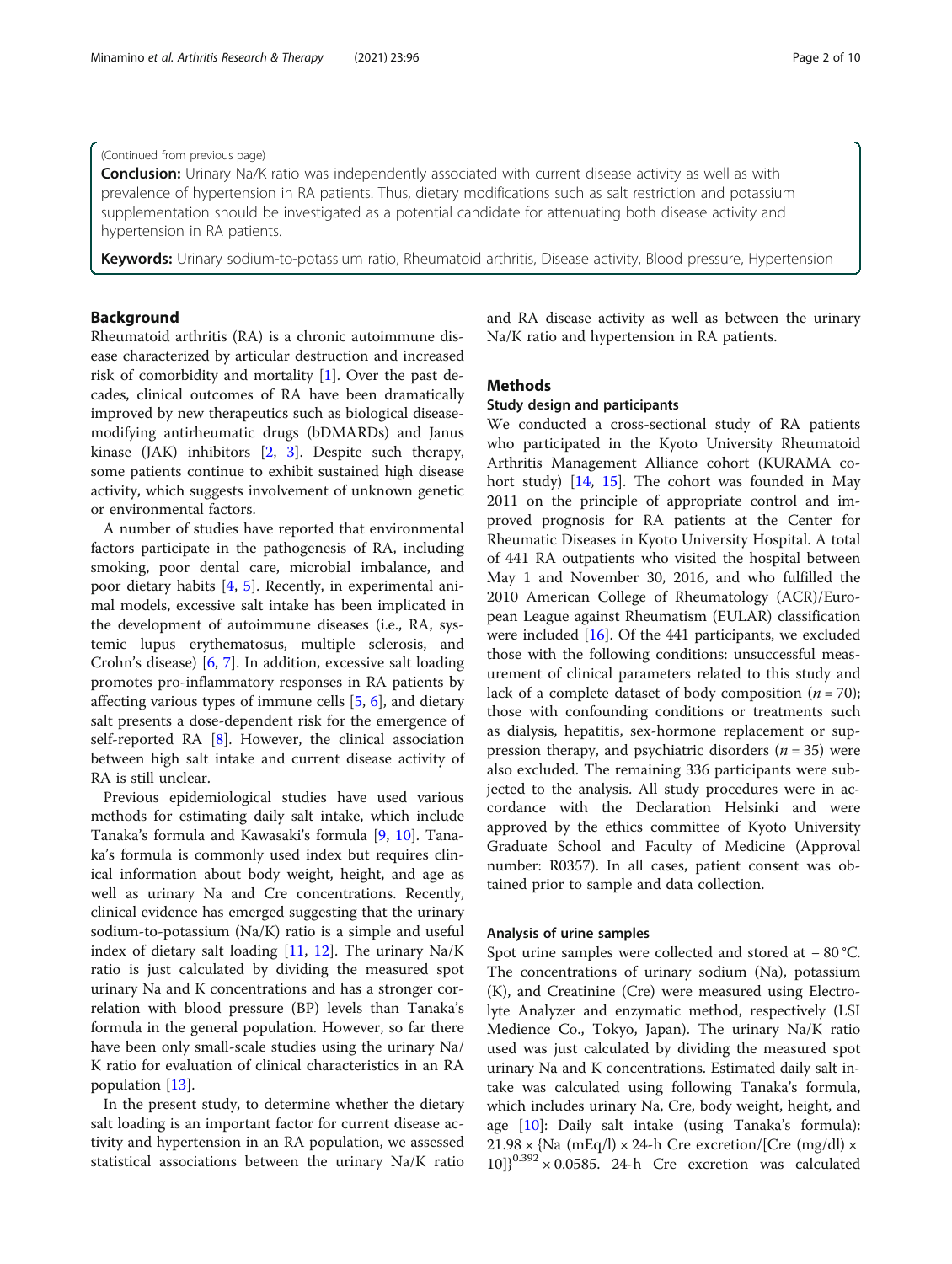(Continued from previous page)

**Conclusion:** Urinary Na/K ratio was independently associated with current disease activity as well as with prevalence of hypertension in RA patients. Thus, dietary modifications such as salt restriction and potassium supplementation should be investigated as a potential candidate for attenuating both disease activity and hypertension in RA patients.

**Keywords:** Urinary sodium-to-potassium ratio, Rheumatoid arthritis, Disease activity, Blood pressure, Hypertension

## Background

Rheumatoid arthritis (RA) is a chronic autoimmune disease characterized by articular destruction and increased risk of comorbidity and mortality [1]. Over the past decades, clinical outcomes of RA have been dramatically improved by new therapeutics such as biological disease-modifying antirheumatic drugs (bDMARDs) and Janus kinase (JAK) inhibitors [2, 3]. Despite such therapy, some patients continue to exhibit sustained high disease activity, which suggests involvement of unknown genetic or environmental factors.

A number of studies have reported that environmental factors participate in the pathogenesis of RA, including smoking, poor dental care, microbial imbalance, and poor dietary habits [4, 5]. Recently, in experimental animal models, excessive salt intake has been implicated in the development of autoimmune diseases (i.e., RA, systemic lupus erythematosus, multiple sclerosis, and Crohn's disease) [6, 7]. In addition, excessive salt loading promotes pro-inflammatory responses in RA patients by affecting various types of immune cells [5, 6], and dietary salt presents a dose-dependent risk for the emergence of self-reported RA [8]. However, the clinical association between high salt intake and current disease activity of RA is still unclear.

Previous epidemiological studies have used various methods for estimating daily salt intake, which include Tanaka's formula and Kawasaki's formula [9, 10]. Tanaka's formula is commonly used index but requires clinical information about body weight, height, and age as well as urinary Na and Cre concentrations. Recently, clinical evidence has emerged suggesting that the urinary sodium-to-potassium (Na/K) ratio is a simple and useful index of dietary salt loading [11, 12]. The urinary Na/K ratio is just calculated by dividing the measured spot urinary Na and K concentrations and has a stronger correlation with blood pressure (BP) levels than Tanaka's formula in the general population. However, so far there have been only small-scale studies using the urinary Na/K ratio for evaluation of clinical characteristics in an RA population [13].

In the present study, to determine whether the dietary salt loading is an important factor for current disease activity and hypertension in an RA population, we assessed statistical associations between the urinary Na/K ratio and RA disease activity as well as between the urinary Na/K ratio and hypertension in RA patients.

## Methods

### Study design and participants

We conducted a cross-sectional study of RA patients who participated in the Kyoto University Rheumatoid Arthritis Management Alliance cohort (KURAMA cohort study) [14, 15]. The cohort was founded in May 2011 on the principle of appropriate control and improved prognosis for RA patients at the Center for Rheumatic Diseases in Kyoto University Hospital. A total of 441 RA outpatients who visited the hospital between May 1 and November 30, 2016, and who fulfilled the 2010 American College of Rheumatology (ACR)/European League against Rheumatism (EULAR) classification were included [16]. Of the 441 participants, we excluded those with the following conditions: unsuccessful measurement of clinical parameters related to this study and lack of a complete dataset of body composition ($n = 70$); those with confounding conditions or treatments such as dialysis, hepatitis, sex-hormone replacement or suppression therapy, and psychiatric disorders ($n = 35$) were also excluded. The remaining 336 participants were subjected to the analysis. All study procedures were in accordance with the Declaration Helsinki and were approved by the ethics committee of Kyoto University Graduate School and Faculty of Medicine (Approval number: R0357). In all cases, patient consent was obtained prior to sample and data collection.

### Analysis of urine samples

Spot urine samples were collected and stored at − 80 °C. The concentrations of urinary sodium (Na), potassium (K), and Creatinine (Cre) were measured using Electrolyte Analyzer and enzymatic method, respectively (LSI Medience Co., Tokyo, Japan). The urinary Na/K ratio used was just calculated by dividing the measured spot urinary Na and K concentrations. Estimated daily salt intake was calculated using following Tanaka's formula, which includes urinary Na, Cre, body weight, height, and age [10]: Daily salt intake (using Tanaka's formula): $21.98 \times \{\text{Na (mEq/l)} \times \text{24-h Cre excretion}/[\text{Cre (mg/dl)} \times 10]\}^{0.392} \times 0.0585$. 24-h Cre excretion was calculated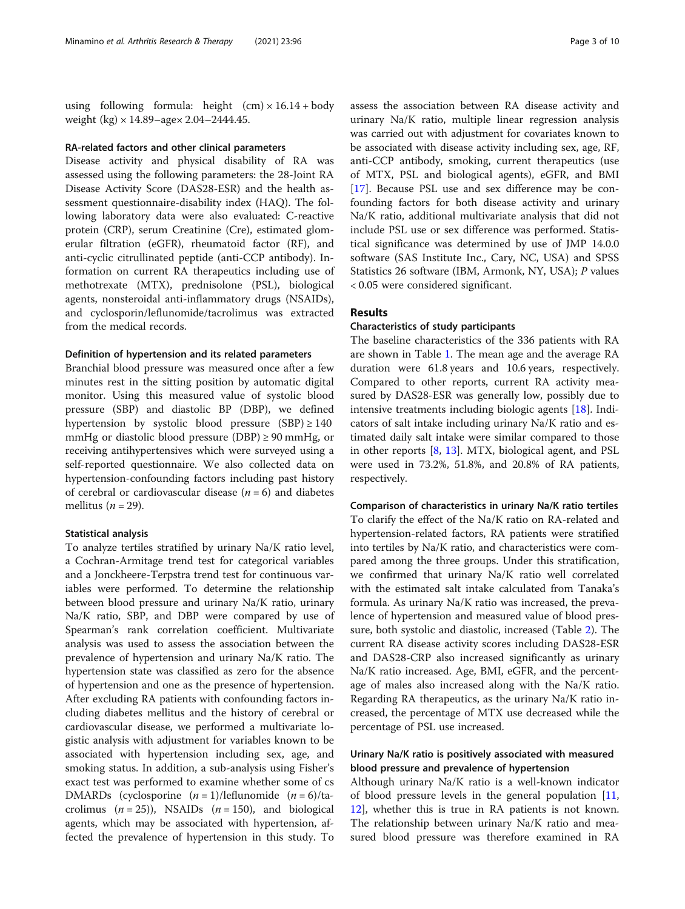using following formula: height (cm) × 16.14 + body weight (kg) × 14.89−age× 2.04−2444.45.

### RA-related factors and other clinical parameters

Disease activity and physical disability of RA was assessed using the following parameters: the 28-Joint RA Disease Activity Score (DAS28-ESR) and the health assessment questionnaire-disability index (HAQ). The following laboratory data were also evaluated: C-reactive protein (CRP), serum Creatinine (Cre), estimated glomerular filtration (eGFR), rheumatoid factor (RF), and anti-cyclic citrullinated peptide (anti-CCP antibody). Information on current RA therapeutics including use of methotrexate (MTX), prednisolone (PSL), biological agents, nonsteroidal anti-inflammatory drugs (NSAIDs), and cyclosporin/leflunomide/tacrolimus was extracted from the medical records.

### Definition of hypertension and its related parameters

Branchial blood pressure was measured once after a few minutes rest in the sitting position by automatic digital monitor. Using this measured value of systolic blood pressure (SBP) and diastolic BP (DBP), we defined hypertension by systolic blood pressure (SBP) ≥ 140 mmHg or diastolic blood pressure (DBP) ≥ 90 mmHg, or receiving antihypertensives which were surveyed using a self-reported questionnaire. We also collected data on hypertension-confounding factors including past history of cerebral or cardiovascular disease ($n = 6$) and diabetes mellitus ($n = 29$).

### Statistical analysis

To analyze tertiles stratified by urinary Na/K ratio level, a Cochran-Armitage trend test for categorical variables and a Jonckheere-Terpstra trend test for continuous variables were performed. To determine the relationship between blood pressure and urinary Na/K ratio, urinary Na/K ratio, SBP, and DBP were compared by use of Spearman's rank correlation coefficient. Multivariate analysis was used to assess the association between the prevalence of hypertension and urinary Na/K ratio. The hypertension state was classified as zero for the absence of hypertension and one as the presence of hypertension. After excluding RA patients with confounding factors including diabetes mellitus and the history of cerebral or cardiovascular disease, we performed a multivariate logistic analysis with adjustment for variables known to be associated with hypertension including sex, age, and smoking status. In addition, a sub-analysis using Fisher's exact test was performed to examine whether some of cs DMARDs (cyclosporine ($n = 1$)/leflunomide ($n = 6$)/tacrolimus ($n = 25$)), NSAIDs ($n = 150$), and biological agents, which may be associated with hypertension, affected the prevalence of hypertension in this study. To assess the association between RA disease activity and urinary Na/K ratio, multiple linear regression analysis was carried out with adjustment for covariates known to be associated with disease activity including sex, age, RF, anti-CCP antibody, smoking, current therapeutics (use of MTX, PSL and biological agents), eGFR, and BMI [17]. Because PSL use and sex difference may be confounding factors for both disease activity and urinary Na/K ratio, additional multivariate analysis that did not include PSL use or sex difference was performed. Statistical significance was determined by use of JMP 14.0.0 software (SAS Institute Inc., Cary, NC, USA) and SPSS Statistics 26 software (IBM, Armonk, NY, USA); $P$ values < 0.05 were considered significant.

## Results

### Characteristics of study participants

The baseline characteristics of the 336 patients with RA are shown in Table 1. The mean age and the average RA duration were 61.8 years and 10.6 years, respectively. Compared to other reports, current RA activity measured by DAS28-ESR was generally low, possibly due to intensive treatments including biologic agents [18]. Indicators of salt intake including urinary Na/K ratio and estimated daily salt intake were similar compared to those in other reports [8, 13]. MTX, biological agent, and PSL were used in 73.2%, 51.8%, and 20.8% of RA patients, respectively.

### Comparison of characteristics in urinary Na/K ratio tertiles

To clarify the effect of the Na/K ratio on RA-related and hypertension-related factors, RA patients were stratified into tertiles by Na/K ratio, and characteristics were compared among the three groups. Under this stratification, we confirmed that urinary Na/K ratio well correlated with the estimated salt intake calculated from Tanaka's formula. As urinary Na/K ratio was increased, the prevalence of hypertension and measured value of blood pressure, both systolic and diastolic, increased (Table 2). The current RA disease activity scores including DAS28-ESR and DAS28-CRP also increased significantly as urinary Na/K ratio increased. Age, BMI, eGFR, and the percentage of males also increased along with the Na/K ratio. Regarding RA therapeutics, as the urinary Na/K ratio increased, the percentage of MTX use decreased while the percentage of PSL use increased.

### Urinary Na/K ratio is positively associated with measured blood pressure and prevalence of hypertension

Although urinary Na/K ratio is a well-known indicator of blood pressure levels in the general population [11, 12], whether this is true in RA patients is not known. The relationship between urinary Na/K ratio and measured blood pressure was therefore examined in RA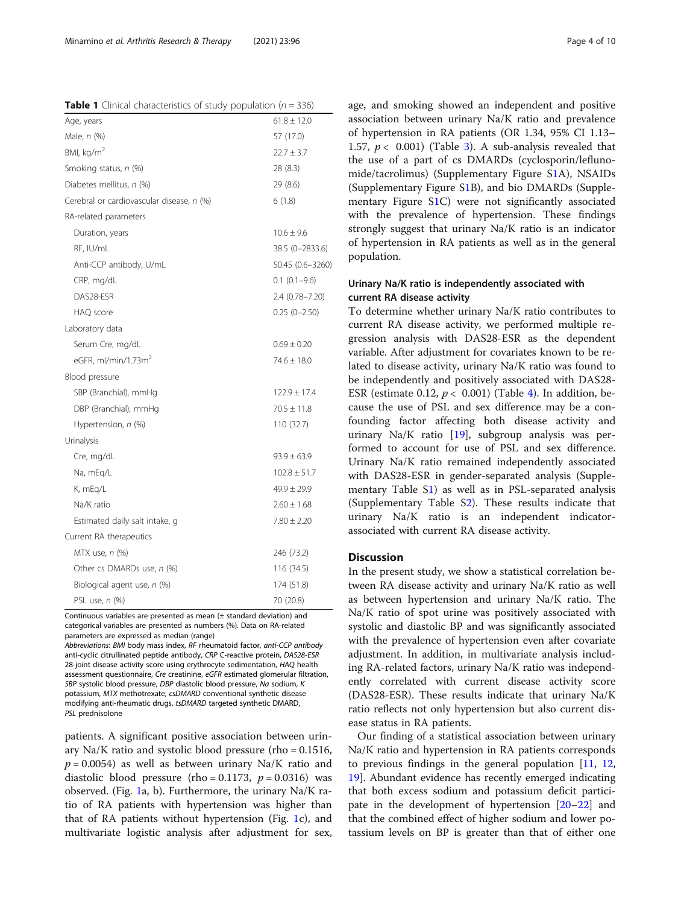**Table 1** Clinical characteristics of study population ($n = 336$)

| | |
|---|---|
| Age, years | 61.8 ± 12.0 |
| Male, *n* (%) | 57 (17.0) |
| BMI, kg/m$^2$ | 22.7 ± 3.7 |
| Smoking status, *n* (%) | 28 (8.3) |
| Diabetes mellitus, *n* (%) | 29 (8.6) |
| Cerebral or cardiovascular disease, *n* (%) | 6 (1.8) |
| RA-related parameters | |
| Duration, years | 10.6 ± 9.6 |
| RF, IU/mL | 38.5 (0–2833.6) |
| Anti-CCP antibody, U/mL | 50.45 (0.6–3260) |
| CRP, mg/dL | 0.1 (0.1–9.6) |
| DAS28-ESR | 2.4 (0.78–7.20) |
| HAQ score | 0.25 (0–2.50) |
| Laboratory data | |
| Serum Cre, mg/dL | 0.69 ± 0.20 |
| eGFR, ml/min/1.73m$^2$ | 74.6 ± 18.0 |
| Blood pressure | |
| SBP (Branchial), mmHg | 122.9 ± 17.4 |
| DBP (Branchial), mmHg | 70.5 ± 11.8 |
| Hypertension, *n* (%) | 110 (32.7) |
| Urinalysis | |
| Cre, mg/dL | 93.9 ± 63.9 |
| Na, mEq/L | 102.8 ± 51.7 |
| K, mEq/L | 49.9 ± 29.9 |
| Na/K ratio | 2.60 ± 1.68 |
| Estimated daily salt intake, g | 7.80 ± 2.20 |
| Current RA therapeutics | |
| MTX use, *n* (%) | 246 (73.2) |
| Other cs DMARDs use, *n* (%) | 116 (34.5) |
| Biological agent use, *n* (%) | 174 (51.8) |
| PSL use, *n* (%) | 70 (20.8) |

Continuous variables are presented as mean (± standard deviation) and categorical variables are presented as numbers (%). Data on RA-related parameters are expressed as median (range)

*Abbreviations*: *BMI* body mass index, *RF* rheumatoid factor, *anti-CCP antibody* anti-cyclic citrullinated peptide antibody, *CRP* C-reactive protein, *DAS28-ESR* 28-joint disease activity score using erythrocyte sedimentation, *HAQ* health assessment questionnaire, *Cre* creatinine, *eGFR* estimated glomerular filtration, *SBP* systolic blood pressure, *DBP* diastolic blood pressure, *Na* sodium, *K* potassium, *MTX* methotrexate, *csDMARD* conventional synthetic disease modifying anti-rheumatic drugs, *tsDMARD* targeted synthetic DMARD, *PSL* prednisolone

patients. A significant positive association between urinary Na/K ratio and systolic blood pressure (rho = 0.1516, $p = 0.0054$) as well as between urinary Na/K ratio and diastolic blood pressure (rho = 0.1173, $p = 0.0316$) was observed. (Fig. 1a, b). Furthermore, the urinary Na/K ratio of RA patients with hypertension was higher than that of RA patients without hypertension (Fig. 1c), and multivariate logistic analysis after adjustment for sex, age, and smoking showed an independent and positive association between urinary Na/K ratio and prevalence of hypertension in RA patients (OR 1.34, 95% CI 1.13–1.57, $p < 0.001$) (Table 3). A sub-analysis revealed that the use of a part of cs DMARDs (cyclosporin/leflunomide/tacrolimus) (Supplementary Figure S1A), NSAIDs (Supplementary Figure S1B), and bio DMARDs (Supplementary Figure S1C) were not significantly associated with the prevalence of hypertension. These findings strongly suggest that urinary Na/K ratio is an indicator of hypertension in RA patients as well as in the general population.

### Urinary Na/K ratio is independently associated with current RA disease activity

To determine whether urinary Na/K ratio contributes to current RA disease activity, we performed multiple regression analysis with DAS28-ESR as the dependent variable. After adjustment for covariates known to be related to disease activity, urinary Na/K ratio was found to be independently and positively associated with DAS28-ESR (estimate 0.12, $p < 0.001$) (Table 4). In addition, because the use of PSL and sex difference may be a confounding factor affecting both disease activity and urinary Na/K ratio [19], subgroup analysis was performed to account for use of PSL and sex difference. Urinary Na/K ratio remained independently associated with DAS28-ESR in gender-separated analysis (Supplementary Table S1) as well as in PSL-separated analysis (Supplementary Table S2). These results indicate that urinary Na/K ratio is an independent indicator-associated with current RA disease activity.

## Discussion

In the present study, we show a statistical correlation between RA disease activity and urinary Na/K ratio as well as between hypertension and urinary Na/K ratio. The Na/K ratio of spot urine was positively associated with systolic and diastolic BP and was significantly associated with the prevalence of hypertension even after covariate adjustment. In addition, in multivariate analysis including RA-related factors, urinary Na/K ratio was independently correlated with current disease activity score (DAS28-ESR). These results indicate that urinary Na/K ratio reflects not only hypertension but also current disease status in RA patients.

Our finding of a statistical association between urinary Na/K ratio and hypertension in RA patients corresponds to previous findings in the general population [11, 12, 19]. Abundant evidence has recently emerged indicating that both excess sodium and potassium deficit participate in the development of hypertension [20–22] and that the combined effect of higher sodium and lower potassium levels on BP is greater than that of either one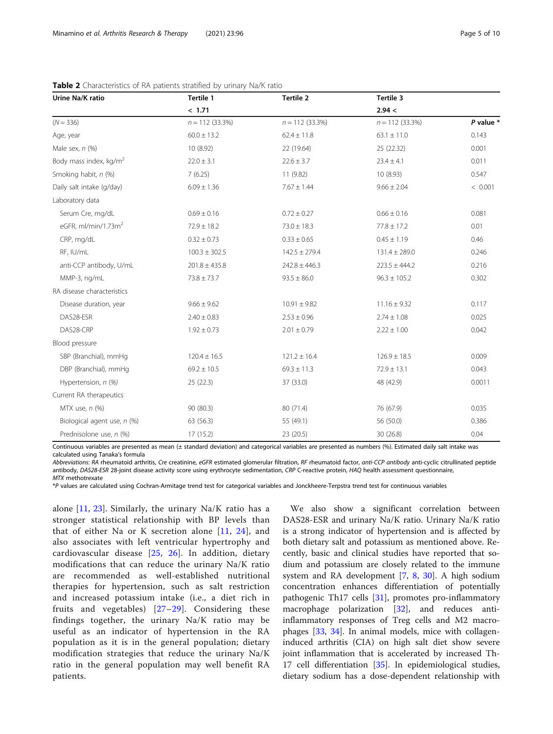**Table 2** Characteristics of RA patients stratified by urinary Na/K ratio

| Urine Na/K ratio | Tertile 1 | Tertile 2 | Tertile 3 | |
|---|---|---|---|---|
| | < 1.71 | | 2.94 < | |
| (N = 336) | n = 112 (33.3%) | n = 112 (33.3%) | n = 112 (33.3%) | *P* value * |
| Age, year | 60.0 ± 13.2 | 62.4 ± 11.8 | 63.1 ± 11.0 | 0.143 |
| Male sex, *n* (%) | 10 (8.92) | 22 (19.64) | 25 (22.32) | 0.001 |
| Body mass index, kg/m$^2$ | 22.0 ± 3.1 | 22.6 ± 3.7 | 23.4 ± 4.1 | 0.011 |
| Smoking habit, *n* (%) | 7 (6.25) | 11 (9.82) | 10 (8.93) | 0.547 |
| Daily salt intake (g/day) | 6.09 ± 1.36 | 7.67 ± 1.44 | 9.66 ± 2.04 | < 0.001 |
| Laboratory data | | | | |
| Serum Cre, mg/dL | 0.69 ± 0.16 | 0.72 ± 0.27 | 0.66 ± 0.16 | 0.081 |
| eGFR, ml/min/1.73m$^2$ | 72.9 ± 18.2 | 73.0 ± 18.3 | 77.8 ± 17.2 | 0.01 |
| CRP, mg/dL | 0.32 ± 0.73 | 0.33 ± 0.65 | 0.45 ± 1.19 | 0.46 |
| RF, IU/mL | 100.3 ± 302.5 | 142.5 ± 279.4 | 131.4 ± 289.0 | 0.246 |
| anti-CCP antibody, U/mL | 201.8 ± 435.8 | 242.8 ± 446.3 | 223.5 ± 444.2 | 0.216 |
| MMP-3, ng/mL | 73.8 ± 73.7 | 93.5 ± 86.0 | 96.3 ± 105.2 | 0.302 |
| RA disease characteristics | | | | |
| Disease duration, year | 9.66 ± 9.62 | 10.91 ± 9.82 | 11.16 ± 9.32 | 0.117 |
| DAS28-ESR | 2.40 ± 0.83 | 2.53 ± 0.96 | 2.74 ± 1.08 | 0.025 |
| DAS28-CRP | 1.92 ± 0.73 | 2.01 ± 0.79 | 2.22 ± 1.00 | 0.042 |
| Blood pressure | | | | |
| SBP (Branchial), mmHg | 120.4 ± 16.5 | 121.2 ± 16.4 | 126.9 ± 18.5 | 0.009 |
| DBP (Branchial), mmHg | 69.2 ± 10.5 | 69.3 ± 11.3 | 72.9 ± 13.1 | 0.043 |
| Hypertension, *n (%)* | 25 (22.3) | 37 (33.0) | 48 (42.9) | 0.0011 |
| Current RA therapeutics | | | | |
| MTX use, *n* (%) | 90 (80.3) | 80 (71.4) | 76 (67.9) | 0.035 |
| Biological agent use, *n* (%) | 63 (56.3) | 55 (49.1) | 56 (50.0) | 0.386 |
| Prednisolone use, *n* (%) | 17 (15.2) | 23 (20.5) | 30 (26.8) | 0.04 |

Continuous variables are presented as mean (± standard deviation) and categorical variables are presented as numbers (%). Estimated daily salt intake was calculated using Tanaka's formula

*Abbreviations*: *RA* rheumatoid arthritis, *Cre* creatinine, *eGFR* estimated glomerular filtration, *RF* rheumatoid factor, *anti-CCP antibody* anti-cyclic citrullinated peptide antibody, *DAS28-ESR* 28-joint disease activity score using erythrocyte sedimentation, *CRP* C-reactive protein, *HAQ* health assessment questionnaire, *MTX* methotrexate

*P values are calculated using Cochran-Armitage trend test for categorical variables and Jonckheere-Terpstra trend test for continuous variables

alone [11, 23]. Similarly, the urinary Na/K ratio has a stronger statistical relationship with BP levels than that of either Na or K secretion alone [11, 24], and also associates with left ventricular hypertrophy and cardiovascular disease [25, 26]. In addition, dietary modifications that can reduce the urinary Na/K ratio are recommended as well-established nutritional therapies for hypertension, such as salt restriction and increased potassium intake (i.e., a diet rich in fruits and vegetables) [27–29]. Considering these findings together, the urinary Na/K ratio may be useful as an indicator of hypertension in the RA population as it is in the general population; dietary modification strategies that reduce the urinary Na/K ratio in the general population may well benefit RA patients.

We also show a significant correlation between DAS28-ESR and urinary Na/K ratio. Urinary Na/K ratio is a strong indicator of hypertension and is affected by both dietary salt and potassium as mentioned above. Recently, basic and clinical studies have reported that sodium and potassium are closely related to the immune system and RA development [7, 8, 30]. A high sodium concentration enhances differentiation of potentially pathogenic Th17 cells [31], promotes pro-inflammatory macrophage polarization [32], and reduces anti-inflammatory responses of Treg cells and M2 macrophages [33, 34]. In animal models, mice with collagen-induced arthritis (CIA) on high salt diet show severe joint inflammation that is accelerated by increased Th-17 cell differentiation [35]. In epidemiological studies, dietary sodium has a dose-dependent relationship with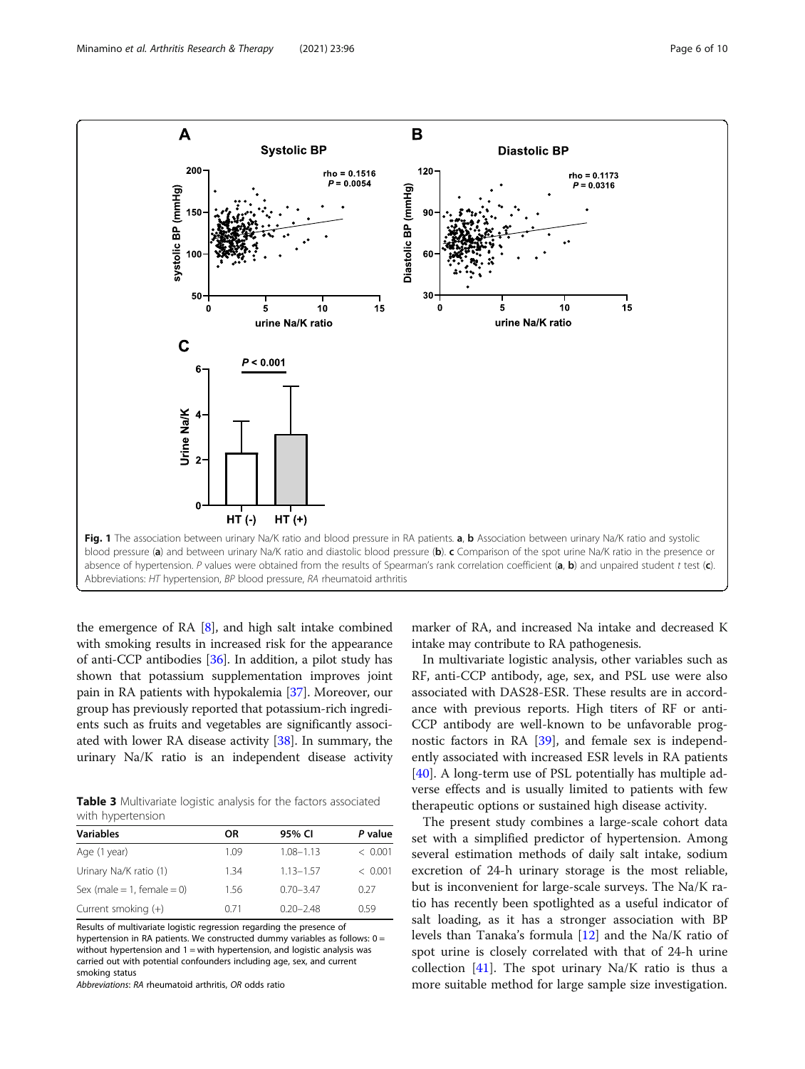Fig. 1 The association between urinary Na/K ratio and blood pressure in RA patients. **a**, **b** Association between urinary Na/K ratio and systolic blood pressure (**a**) and between urinary Na/K ratio and diastolic blood pressure (**b**). **c** Comparison of the spot urine Na/K ratio in the presence or absence of hypertension. *P* values were obtained from the results of Spearman's rank correlation coefficient (**a**, **b**) and unpaired student *t* test (**c**). Abbreviations: *HT* hypertension, *BP* blood pressure, *RA* rheumatoid arthritis

the emergence of RA [8], and high salt intake combined with smoking results in increased risk for the appearance of anti-CCP antibodies [36]. In addition, a pilot study has shown that potassium supplementation improves joint pain in RA patients with hypokalemia [37]. Moreover, our group has previously reported that potassium-rich ingredients such as fruits and vegetables are significantly associated with lower RA disease activity [38]. In summary, the urinary Na/K ratio is an independent disease activity marker of RA, and increased Na intake and decreased K intake may contribute to RA pathogenesis.

**Table 3** Multivariate logistic analysis for the factors associated with hypertension

| Variables | OR | 95% CI | *P* value |
|---|---|---|---|
| Age (1 year) | 1.09 | 1.08–1.13 | < 0.001 |
| Urinary Na/K ratio (1) | 1.34 | 1.13–1.57 | < 0.001 |
| Sex (male = 1, female = 0) | 1.56 | 0.70–3.47 | 0.27 |
| Current smoking (+) | 0.71 | 0.20–2.48 | 0.59 |

Results of multivariate logistic regression regarding the presence of hypertension in RA patients. We constructed dummy variables as follows: 0 = without hypertension and 1 = with hypertension, and logistic analysis was carried out with potential confounders including age, sex, and current smoking status

*Abbreviations*: *RA* rheumatoid arthritis, *OR* odds ratio

In multivariate logistic analysis, other variables such as RF, anti-CCP antibody, age, sex, and PSL use were also associated with DAS28-ESR. These results are in accordance with previous reports. High titers of RF or anti-CCP antibody are well-known to be unfavorable prognostic factors in RA [39], and female sex is independently associated with increased ESR levels in RA patients [40]. A long-term use of PSL potentially has multiple adverse effects and is usually limited to patients with few therapeutic options or sustained high disease activity.

The present study combines a large-scale cohort data set with a simplified predictor of hypertension. Among several estimation methods of daily salt intake, sodium excretion of 24-h urinary storage is the most reliable, but is inconvenient for large-scale surveys. The Na/K ratio has recently been spotlighted as a useful indicator of salt loading, as it has a stronger association with BP levels than Tanaka's formula [12] and the Na/K ratio of spot urine is closely correlated with that of 24-h urine collection [41]. The spot urinary Na/K ratio is thus a more suitable method for large sample size investigation.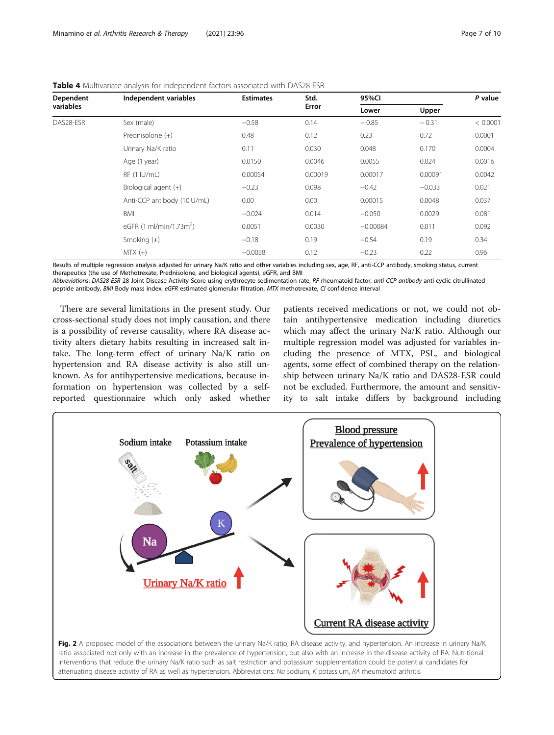**Table 4** Multivariate analysis for independent factors associated with DAS28-ESR

| Dependent variables | Independent variables | Estimates | Std. Error | 95%CI | | P value |
|---|---|---|---|---|---|---|
| | | | | Lower | Upper | |
| DAS28-ESR | Sex (male) | −0.58 | 0.14 | − 0.85 | − 0.31 | < 0.0001 |
| | Prednisolone (+) | 0.48 | 0.12 | 0.23 | 0.72 | 0.0001 |
| | Urinary Na/K ratio | 0.11 | 0.030 | 0.048 | 0.170 | 0.0004 |
| | Age (1 year) | 0.0150 | 0.0046 | 0.0055 | 0.024 | 0.0016 |
| | RF (1 IU/mL) | 0.00054 | 0.00019 | 0.00017 | 0.00091 | 0.0042 |
| | Biological agent (+) | −0.23 | 0.098 | −0.42 | −0.033 | 0.021 |
| | Anti-CCP antibody (10 U/mL) | 0.00 | 0.00 | 0.00015 | 0.0048 | 0.037 |
| | BMI | −0.024 | 0.014 | −0.050 | 0.0029 | 0.081 |
| | eGFR (1 ml/min/1.73m$^2$) | 0.0051 | 0.0030 | −0.00084 | 0.011 | 0.092 |
| | Smoking (+) | −0.18 | 0.19 | −0.54 | 0.19 | 0.34 |
| | MTX (+) | −0.0058 | 0.12 | −0.23 | 0.22 | 0.96 |

Results of multiple regression analysis adjusted for urinary Na/K ratio and other variables including sex, age, RF, anti-CCP antibody, smoking status, current therapeutics (the use of Methotrexate, Prednisolone, and biological agents), eGFR, and BMI

*Abbreviations*: *DAS28-ESR* 28-Joint Disease Activity Score using erythrocyte sedimentation rate, *RF* rheumatoid factor, *anti-CCP antibody* anti-cyclic citrullinated peptide antibody, *BMI* Body mass index, *eGFR* estimated glomerular filtration, *MTX* methotrexate, *CI* confidence interval

There are several limitations in the present study. Our cross-sectional study does not imply causation, and there is a possibility of reverse causality, where RA disease activity alters dietary habits resulting in increased salt intake. The long-term effect of urinary Na/K ratio on hypertension and RA disease activity is also still unknown. As for antihypertensive medications, because information on hypertension was collected by a self-reported questionnaire which only asked whether patients received medications or not, we could not obtain antihypertensive medication including diuretics which may affect the urinary Na/K ratio. Although our multiple regression model was adjusted for variables including the presence of MTX, PSL, and biological agents, some effect of combined therapy on the relationship between urinary Na/K ratio and DAS28-ESR could not be excluded. Furthermore, the amount and sensitivity to salt intake differs by background including

**Fig. 2** A proposed model of the associations between the urinary Na/K ratio, RA disease activity, and hypertension. An increase in urinary Na/K ratio associated not only with an increase in the prevalence of hypertension, but also with an increase in the disease activity of RA. Nutritional interventions that reduce the urinary Na/K ratio such as salt restriction and potassium supplementation could be potential candidates for attenuating disease activity of RA as well as hypertension. Abbreviations: *Na* sodium, *K* potassium, *RA* rheumatoid arthritis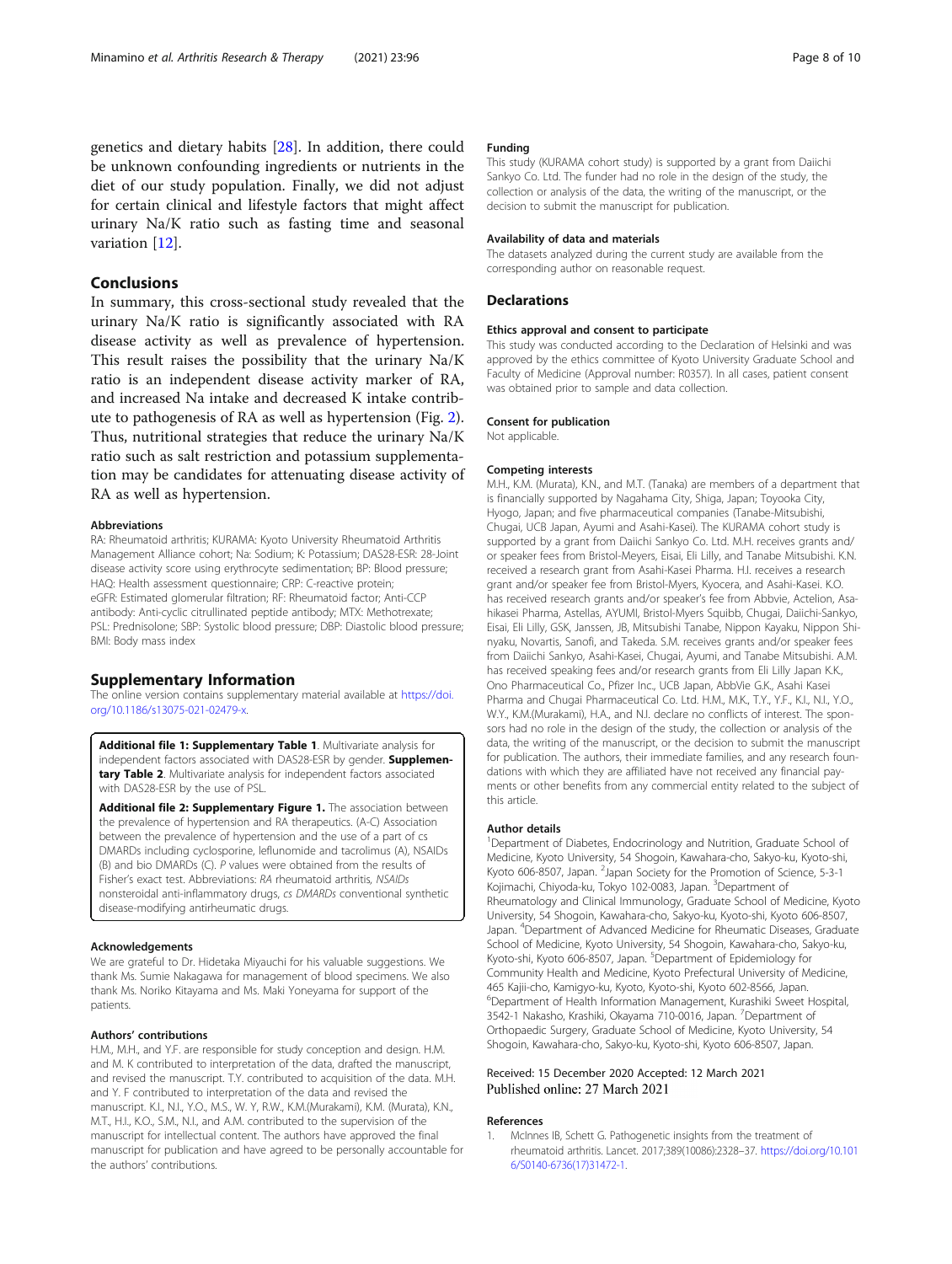genetics and dietary habits [28]. In addition, there could be unknown confounding ingredients or nutrients in the diet of our study population. Finally, we did not adjust for certain clinical and lifestyle factors that might affect urinary Na/K ratio such as fasting time and seasonal variation [12].

## Conclusions

In summary, this cross-sectional study revealed that the urinary Na/K ratio is significantly associated with RA disease activity as well as prevalence of hypertension. This result raises the possibility that the urinary Na/K ratio is an independent disease activity marker of RA, and increased Na intake and decreased K intake contribute to pathogenesis of RA as well as hypertension (Fig. 2). Thus, nutritional strategies that reduce the urinary Na/K ratio such as salt restriction and potassium supplementation may be candidates for attenuating disease activity of RA as well as hypertension.

#### Abbreviations

RA: Rheumatoid arthritis; KURAMA: Kyoto University Rheumatoid Arthritis Management Alliance cohort; Na: Sodium; K: Potassium; DAS28-ESR: 28-Joint disease activity score using erythrocyte sedimentation; BP: Blood pressure; HAQ: Health assessment questionnaire; CRP: C-reactive protein; eGFR: Estimated glomerular filtration; RF: Rheumatoid factor; Anti-CCP antibody: Anti-cyclic citrullinated peptide antibody; MTX: Methotrexate; PSL: Prednisolone; SBP: Systolic blood pressure; DBP: Diastolic blood pressure; BMI: Body mass index

## Supplementary Information

The online version contains supplementary material available at https://doi.org/10.1186/s13075-021-02479-x.

**Additional file 1: Supplementary Table 1**. Multivariate analysis for independent factors associated with DAS28-ESR by gender. **Supplementary Table 2**. Multivariate analysis for independent factors associated with DAS28-ESR by the use of PSL.

**Additional file 2: Supplementary Figure 1.** The association between the prevalence of hypertension and RA therapeutics. (A-C) Association between the prevalence of hypertension and the use of a part of cs DMARDs including cyclosporine, leflunomide and tacrolimus (A), NSAIDs (B) and bio DMARDs (C). *P* values were obtained from the results of Fisher's exact test. Abbreviations: *RA* rheumatoid arthritis, *NSAIDs* nonsteroidal anti-inflammatory drugs, *cs DMARDs* conventional synthetic disease-modifying antirheumatic drugs.

#### Acknowledgements

We are grateful to Dr. Hidetaka Miyauchi for his valuable suggestions. We thank Ms. Sumie Nakagawa for management of blood specimens. We also thank Ms. Noriko Kitayama and Ms. Maki Yoneyama for support of the patients.

#### Authors' contributions

H.M., M.H., and Y.F. are responsible for study conception and design. H.M. and M. K contributed to interpretation of the data, drafted the manuscript, and revised the manuscript. T.Y. contributed to acquisition of the data. M.H. and Y. F contributed to interpretation of the data and revised the manuscript. K.I., N.I., Y.O., M.S., W. Y, R.W., K.M.(Murakami), K.M. (Murata), K.N., M.T., H.I., K.O., S.M., N.I., and A.M. contributed to the supervision of the manuscript for intellectual content. The authors have approved the final manuscript for publication and have agreed to be personally accountable for the authors' contributions.

#### Funding

This study (KURAMA cohort study) is supported by a grant from Daiichi Sankyo Co. Ltd. The funder had no role in the design of the study, the collection or analysis of the data, the writing of the manuscript, or the decision to submit the manuscript for publication.

#### Availability of data and materials

The datasets analyzed during the current study are available from the corresponding author on reasonable request.

## Declarations

#### Ethics approval and consent to participate

This study was conducted according to the Declaration of Helsinki and was approved by the ethics committee of Kyoto University Graduate School and Faculty of Medicine (Approval number: R0357). In all cases, patient consent was obtained prior to sample and data collection.

#### Consent for publication

Not applicable.

#### Competing interests

M.H., K.M. (Murata), K.N., and M.T. (Tanaka) are members of a department that is financially supported by Nagahama City, Shiga, Japan; Toyooka City, Hyogo, Japan; and five pharmaceutical companies (Tanabe-Mitsubishi, Chugai, UCB Japan, Ayumi and Asahi-Kasei). The KURAMA cohort study is supported by a grant from Daiichi Sankyo Co. Ltd. M.H. receives grants and/or speaker fees from Bristol-Meyers, Eisai, Eli Lilly, and Tanabe Mitsubishi. K.N. received a research grant from Asahi-Kasei Pharma. H.I. receives a research grant and/or speaker fee from Bristol-Myers, Kyocera, and Asahi-Kasei. K.O. has received research grants and/or speaker's fee from Abbvie, Actelion, Asahikasei Pharma, Astellas, AYUMI, Bristol-Myers Squibb, Chugai, Daiichi-Sankyo, Eisai, Eli Lilly, GSK, Janssen, JB, Mitsubishi Tanabe, Nippon Kayaku, Nippon Shinyaku, Novartis, Sanofi, and Takeda. S.M. receives grants and/or speaker fees from Daiichi Sankyo, Asahi-Kasei, Chugai, Ayumi, and Tanabe Mitsubishi. A.M. has received speaking fees and/or research grants from Eli Lilly Japan K.K., Ono Pharmaceutical Co., Pfizer Inc., UCB Japan, AbbVie G.K., Asahi Kasei Pharma and Chugai Pharmaceutical Co. Ltd. H.M., M.K., T.Y., Y.F., K.I., N.I., Y.O., W.Y., K.M.(Murakami), H.A., and N.I. declare no conflicts of interest. The sponsors had no role in the design of the study, the collection or analysis of the data, the writing of the manuscript, or the decision to submit the manuscript for publication. The authors, their immediate families, and any research foundations with which they are affiliated have not received any financial payments or other benefits from any commercial entity related to the subject of this article.

#### Author details

[1]Department of Diabetes, Endocrinology and Nutrition, Graduate School of Medicine, Kyoto University, 54 Shogoin, Kawahara-cho, Sakyo-ku, Kyoto-shi, Kyoto 606-8507, Japan. [2]Japan Society for the Promotion of Science, 5-3-1 Kojimachi, Chiyoda-ku, Tokyo 102-0083, Japan. [3]Department of Rheumatology and Clinical Immunology, Graduate School of Medicine, Kyoto University, 54 Shogoin, Kawahara-cho, Sakyo-ku, Kyoto-shi, Kyoto 606-8507, Japan. [4]Department of Advanced Medicine for Rheumatic Diseases, Graduate School of Medicine, Kyoto University, 54 Shogoin, Kawahara-cho, Sakyo-ku, Kyoto-shi, Kyoto 606-8507, Japan. [5]Department of Epidemiology for Community Health and Medicine, Kyoto Prefectural University of Medicine, 465 Kajii-cho, Kamigyo-ku, Kyoto, Kyoto-shi, Kyoto 602-8566, Japan. [6]Department of Health Information Management, Kurashiki Sweet Hospital, 3542-1 Nakasho, Krashiki, Okayama 710-0016, Japan. [7]Department of Orthopaedic Surgery, Graduate School of Medicine, Kyoto University, 54 Shogoin, Kawahara-cho, Sakyo-ku, Kyoto-shi, Kyoto 606-8507, Japan.

Received: 15 December 2020 Accepted: 12 March 2021
Published online: 27 March 2021

#### References

1. McInnes IB, Schett G. Pathogenetic insights from the treatment of rheumatoid arthritis. Lancet. 2017;389(10086):2328–37. https://doi.org/10.1016/S0140-6736(17)31472-1.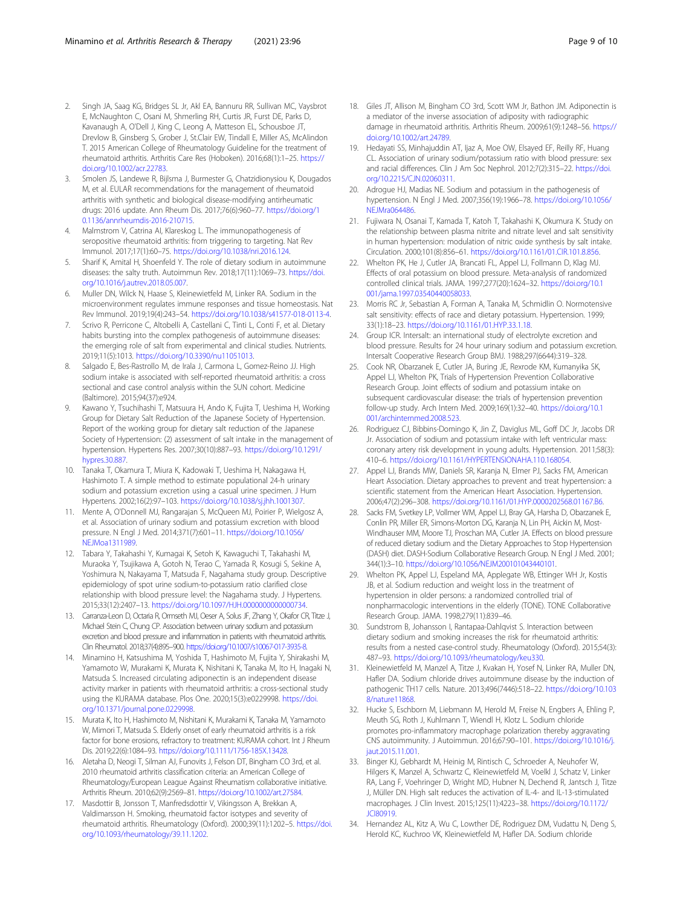2. Singh JA, Saag KG, Bridges SL Jr, Akl EA, Bannuru RR, Sullivan MC, Vaysbrot E, McNaughton C, Osani M, Shmerling RH, Curtis JR, Furst DE, Parks D, Kavanaugh A, O'Dell J, King C, Leong A, Matteson EL, Schousboe JT, Drevlow B, Ginsberg S, Grober J, St.Clair EW, Tindall E, Miller AS, McAlindon T. 2015 American College of Rheumatology Guideline for the treatment of rheumatoid arthritis. Arthritis Care Res (Hoboken). 2016;68(1):1–25. https://doi.org/10.1002/acr.22783.
3. Smolen JS, Landewe R, Bijlsma J, Burmester G, Chatzidionysiou K, Dougados M, et al. EULAR recommendations for the management of rheumatoid arthritis with synthetic and biological disease-modifying antirheumatic drugs: 2016 update. Ann Rheum Dis. 2017;76(6):960–77. https://doi.org/10.1136/annrheumdis-2016-210715.
4. Malmstrom V, Catrina AI, Klareskog L. The immunopathogenesis of seropositive rheumatoid arthritis: from triggering to targeting. Nat Rev Immunol. 2017;17(1):60–75. https://doi.org/10.1038/nri.2016.124.
5. Sharif K, Amital H, Shoenfeld Y. The role of dietary sodium in autoimmune diseases: the salty truth. Autoimmun Rev. 2018;17(11):1069–73. https://doi.org/10.1016/j.autrev.2018.05.007.
6. Muller DN, Wilck N, Haase S, Kleinewietfeld M, Linker RA. Sodium in the microenvironment regulates immune responses and tissue homeostasis. Nat Rev Immunol. 2019;19(4):243–54. https://doi.org/10.1038/s41577-018-0113-4.
7. Scrivo R, Perricone C, Altobelli A, Castellani C, Tinti L, Conti F, et al. Dietary habits bursting into the complex pathogenesis of autoimmune diseases: the emerging role of salt from experimental and clinical studies. Nutrients. 2019;11(5):1013. https://doi.org/10.3390/nu11051013.
8. Salgado E, Bes-Rastrollo M, de Irala J, Carmona L, Gomez-Reino JJ. High sodium intake is associated with self-reported rheumatoid arthritis: a cross sectional and case control analysis within the SUN cohort. Medicine (Baltimore). 2015;94(37):e924.
9. Kawano Y, Tsuchihashi T, Matsuura H, Ando K, Fujita T, Ueshima H, Working Group for Dietary Salt Reduction of the Japanese Society of Hypertension. Report of the working group for dietary salt reduction of the Japanese Society of Hypertension: (2) assessment of salt intake in the management of hypertension. Hypertens Res. 2007;30(10):887–93. https://doi.org/10.1291/hypres.30.887.
10. Tanaka T, Okamura T, Miura K, Kadowaki T, Ueshima H, Nakagawa H, Hashimoto T. A simple method to estimate populational 24-h urinary sodium and potassium excretion using a casual urine specimen. J Hum Hypertens. 2002;16(2):97–103. https://doi.org/10.1038/sj.jhh.1001307.
11. Mente A, O'Donnell MJ, Rangarajan S, McQueen MJ, Poirier P, Wielgosz A, et al. Association of urinary sodium and potassium excretion with blood pressure. N Engl J Med. 2014;371(7):601–11. https://doi.org/10.1056/NEJMoa1311989.
12. Tabara Y, Takahashi Y, Kumagai K, Setoh K, Kawaguchi T, Takahashi M, Muraoka Y, Tsujikawa A, Gotoh N, Terao C, Yamada R, Kosugi S, Sekine A, Yoshimura N, Nakayama T, Matsuda F, Nagahama study group. Descriptive epidemiology of spot urine sodium-to-potassium ratio clarified close relationship with blood pressure level: the Nagahama study. J Hypertens. 2015;33(12):2407–13. https://doi.org/10.1097/HJH.0000000000000734.
13. Carranza-Leon D, Octaria R, Ormseth MJ, Oeser A, Solus JF, Zhang Y, Okafor CR, Titze J, Michael Stein C, Chung CP. Association between urinary sodium and potassium excretion and blood pressure and inflammation in patients with rheumatoid arthritis. Clin Rheumatol. 2018;37(4):895–900. https://doi.org/10.1007/s10067-017-3935-8.
14. Minamino H, Katsushima M, Yoshida T, Hashimoto M, Fujita Y, Shirakashi M, Yamamoto W, Murakami K, Murata K, Nishitani K, Tanaka M, Ito H, Inagaki N, Matsuda S. Increased circulating adiponectin is an independent disease activity marker in patients with rheumatoid arthritis: a cross-sectional study using the KURAMA database. Plos One. 2020;15(3):e0229998. https://doi.org/10.1371/journal.pone.0229998.
15. Murata K, Ito H, Hashimoto M, Nishitani K, Murakami K, Tanaka M, Yamamoto W, Mimori T, Matsuda S. Elderly onset of early rheumatoid arthritis is a risk factor for bone erosions, refractory to treatment: KURAMA cohort. Int J Rheum Dis. 2019;22(6):1084–93. https://doi.org/10.1111/1756-185X.13428.
16. Aletaha D, Neogi T, Silman AJ, Funovits J, Felson DT, Bingham CO 3rd, et al. 2010 rheumatoid arthritis classification criteria: an American College of Rheumatology/European League Against Rheumatism collaborative initiative. Arthritis Rheum. 2010;62(9):2569–81. https://doi.org/10.1002/art.27584.
17. Masdottir B, Jonsson T, Manfredsdottir V, Vikingsson A, Brekkan A, Valdimarsson H. Smoking, rheumatoid factor isotypes and severity of rheumatoid arthritis. Rheumatology (Oxford). 2000;39(11):1202–5. https://doi.org/10.1093/rheumatology/39.11.1202.
18. Giles JT, Allison M, Bingham CO 3rd, Scott WM Jr, Bathon JM. Adiponectin is a mediator of the inverse association of adiposity with radiographic damage in rheumatoid arthritis. Arthritis Rheum. 2009;61(9):1248–56. https://doi.org/10.1002/art.24789.
19. Hedayati SS, Minhajuddin AT, Ijaz A, Moe OW, Elsayed EF, Reilly RF, Huang CL. Association of urinary sodium/potassium ratio with blood pressure: sex and racial differences. Clin J Am Soc Nephrol. 2012;7(2):315–22. https://doi.org/10.2215/CJN.02060311.
20. Adrogue HJ, Madias NE. Sodium and potassium in the pathogenesis of hypertension. N Engl J Med. 2007;356(19):1966–78. https://doi.org/10.1056/NEJMra064486.
21. Fujiwara N, Osanai T, Kamada T, Katoh T, Takahashi K, Okumura K. Study on the relationship between plasma nitrite and nitrate level and salt sensitivity in human hypertension: modulation of nitric oxide synthesis by salt intake. Circulation. 2000;101(8):856–61. https://doi.org/10.1161/01.CIR.101.8.856.
22. Whelton PK, He J, Cutler JA, Brancati FL, Appel LJ, Follmann D, Klag MJ. Effects of oral potassium on blood pressure. Meta-analysis of randomized controlled clinical trials. JAMA. 1997;277(20):1624–32. https://doi.org/10.1001/jama.1997.03540440058033.
23. Morris RC Jr, Sebastian A, Forman A, Tanaka M, Schmidlin O. Normotensive salt sensitivity: effects of race and dietary potassium. Hypertension. 1999;33(1):18–23. https://doi.org/10.1161/01.HYP.33.1.18.
24. Group ICR. Intersalt: an international study of electrolyte excretion and blood pressure. Results for 24 hour urinary sodium and potassium excretion. Intersalt Cooperative Research Group BMJ. 1988;297(6644):319–328.
25. Cook NR, Obarzanek E, Cutler JA, Buring JE, Rexrode KM, Kumanyika SK, Appel LJ, Whelton PK, Trials of Hypertension Prevention Collaborative Research Group. Joint effects of sodium and potassium intake on subsequent cardiovascular disease: the trials of hypertension prevention follow-up study. Arch Intern Med. 2009;169(1):32–40. https://doi.org/10.1001/archinternmed.2008.523.
26. Rodriguez CJ, Bibbins-Domingo K, Jin Z, Daviglus ML, Goff DC Jr, Jacobs DR Jr. Association of sodium and potassium intake with left ventricular mass: coronary artery risk development in young adults. Hypertension. 2011;58(3):410–6. https://doi.org/10.1161/HYPERTENSIONAHA.110.168054.
27. Appel LJ, Brands MW, Daniels SR, Karanja N, Elmer PJ, Sacks FM, American Heart Association. Dietary approaches to prevent and treat hypertension: a scientific statement from the American Heart Association. Hypertension. 2006;47(2):296–308. https://doi.org/10.1161/01.HYP.0000202568.01167.B6.
28. Sacks FM, Svetkey LP, Vollmer WM, Appel LJ, Bray GA, Harsha D, Obarzanek E, Conlin PR, Miller ER, Simons-Morton DG, Karanja N, Lin PH, Aickin M, Most-Windhauser MM, Moore TJ, Proschan MA, Cutler JA. Effects on blood pressure of reduced dietary sodium and the Dietary Approaches to Stop Hypertension (DASH) diet. DASH-Sodium Collaborative Research Group. N Engl J Med. 2001;344(1):3–10. https://doi.org/10.1056/NEJM200101043440101.
29. Whelton PK, Appel LJ, Espeland MA, Applegate WB, Ettinger WH Jr, Kostis JB, et al. Sodium reduction and weight loss in the treatment of hypertension in older persons: a randomized controlled trial of nonpharmacologic interventions in the elderly (TONE). TONE Collaborative Research Group. JAMA. 1998;279(11):839–46.
30. Sundstrom B, Johansson I, Rantapaa-Dahlqvist S. Interaction between dietary sodium and smoking increases the risk for rheumatoid arthritis: results from a nested case-control study. Rheumatology (Oxford). 2015;54(3):487–93. https://doi.org/10.1093/rheumatology/keu330.
31. Kleinewietfeld M, Manzel A, Titze J, Kvakan H, Yosef N, Linker RA, Muller DN, Hafler DA. Sodium chloride drives autoimmune disease by the induction of pathogenic TH17 cells. Nature. 2013;496(7446):518–22. https://doi.org/10.1038/nature11868.
32. Hucke S, Eschborn M, Liebmann M, Herold M, Freise N, Engbers A, Ehling P, Meuth SG, Roth J, Kuhlmann T, Wiendl H, Klotz L. Sodium chloride promotes pro-inflammatory macrophage polarization thereby aggravating CNS autoimmunity. J Autoimmun. 2016;67:90–101. https://doi.org/10.1016/j.jaut.2015.11.001.
33. Binger KJ, Gebhardt M, Heinig M, Rintisch C, Schroeder A, Neuhofer W, Hilgers K, Manzel A, Schwartz C, Kleinewietfeld M, Voelkl J, Schatz V, Linker RA, Lang F, Voehringer D, Wright MD, Hubner N, Dechend R, Jantsch J, Titze J, Müller DN. High salt reduces the activation of IL-4- and IL-13-stimulated macrophages. J Clin Invest. 2015;125(11):4223–38. https://doi.org/10.1172/JCI80919.
34. Hernandez AL, Kitz A, Wu C, Lowther DE, Rodriguez DM, Vudattu N, Deng S, Herold KC, Kuchroo VK, Kleinewietfeld M, Hafler DA. Sodium chloride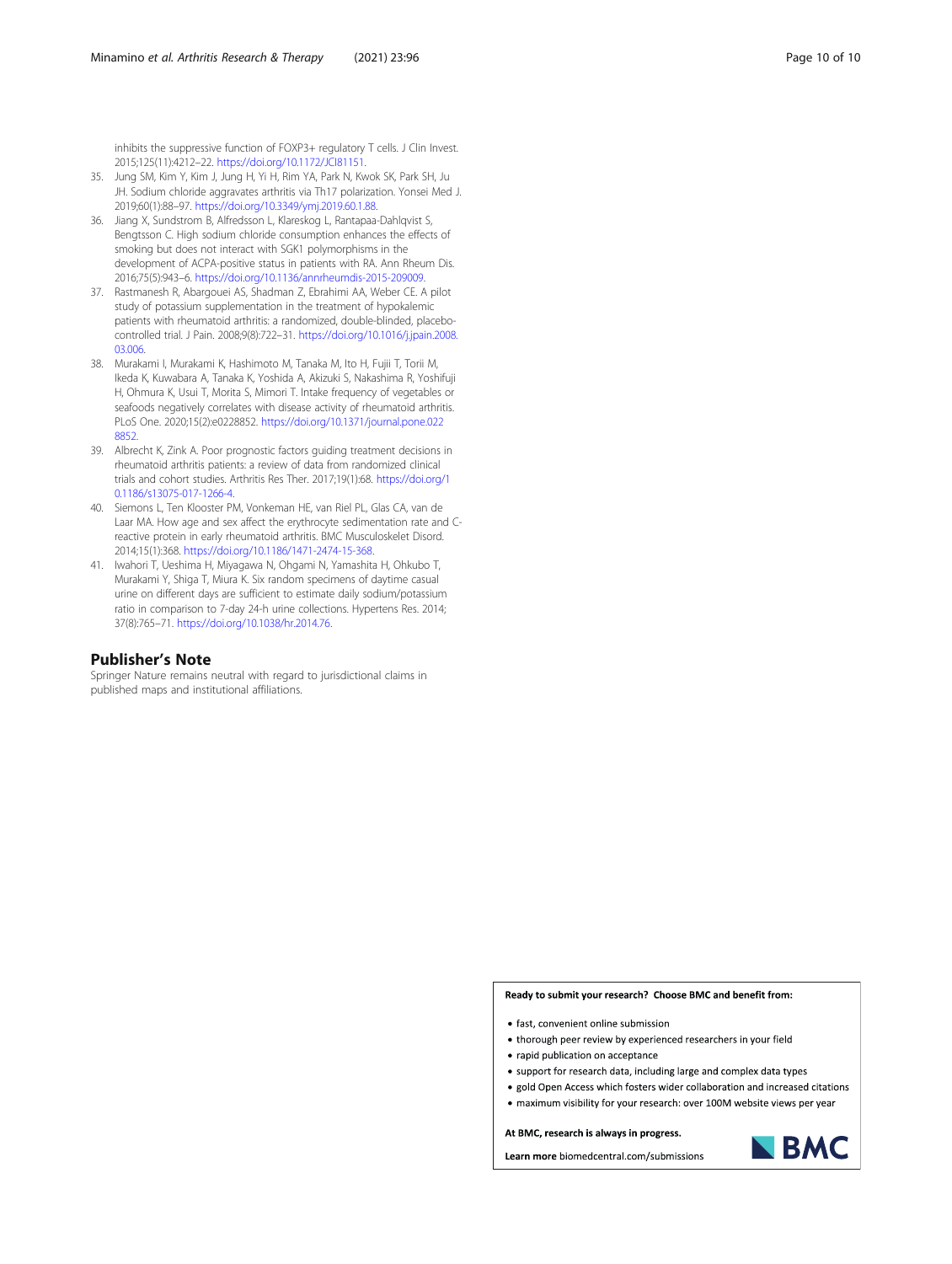inhibits the suppressive function of FOXP3+ regulatory T cells. J Clin Invest. 2015;125(11):4212–22. https://doi.org/10.1172/JCI81151.

35. Jung SM, Kim Y, Kim J, Jung H, Yi H, Rim YA, Park N, Kwok SK, Park SH, Ju JH. Sodium chloride aggravates arthritis via Th17 polarization. Yonsei Med J. 2019;60(1):88–97. https://doi.org/10.3349/ymj.2019.60.1.88.
36. Jiang X, Sundstrom B, Alfredsson L, Klareskog L, Rantapaa-Dahlqvist S, Bengtsson C. High sodium chloride consumption enhances the effects of smoking but does not interact with SGK1 polymorphisms in the development of ACPA-positive status in patients with RA. Ann Rheum Dis. 2016;75(5):943–6. https://doi.org/10.1136/annrheumdis-2015-209009.
37. Rastmanesh R, Abargouei AS, Shadman Z, Ebrahimi AA, Weber CE. A pilot study of potassium supplementation in the treatment of hypokalemic patients with rheumatoid arthritis: a randomized, double-blinded, placebo-controlled trial. J Pain. 2008;9(8):722–31. https://doi.org/10.1016/j.jpain.2008.03.006.
38. Murakami I, Murakami K, Hashimoto M, Tanaka M, Ito H, Fujii T, Torii M, Ikeda K, Kuwabara A, Tanaka K, Yoshida A, Akizuki S, Nakashima R, Yoshifuji H, Ohmura K, Usui T, Morita S, Mimori T. Intake frequency of vegetables or seafoods negatively correlates with disease activity of rheumatoid arthritis. PLoS One. 2020;15(2):e0228852. https://doi.org/10.1371/journal.pone.0228852.
39. Albrecht K, Zink A. Poor prognostic factors guiding treatment decisions in rheumatoid arthritis patients: a review of data from randomized clinical trials and cohort studies. Arthritis Res Ther. 2017;19(1):68. https://doi.org/10.1186/s13075-017-1266-4.
40. Siemons L, Ten Klooster PM, Vonkeman HE, van Riel PL, Glas CA, van de Laar MA. How age and sex affect the erythrocyte sedimentation rate and C-reactive protein in early rheumatoid arthritis. BMC Musculoskelet Disord. 2014;15(1):368. https://doi.org/10.1186/1471-2474-15-368.
41. Iwahori T, Ueshima H, Miyagawa N, Ohgami N, Yamashita H, Ohkubo T, Murakami Y, Shiga T, Miura K. Six random specimens of daytime casual urine on different days are sufficient to estimate daily sodium/potassium ratio in comparison to 7-day 24-h urine collections. Hypertens Res. 2014;37(8):765–71. https://doi.org/10.1038/hr.2014.76.

## Publisher's Note

Springer Nature remains neutral with regard to jurisdictional claims in published maps and institutional affiliations.

**Ready to submit your research? Choose BMC and benefit from:**

- fast, convenient online submission
- thorough peer review by experienced researchers in your field
- rapid publication on acceptance
- support for research data, including large and complex data types
- gold Open Access which fosters wider collaboration and increased citations
- maximum visibility for your research: over 100M website views per year

**At BMC, research is always in progress.**

**Learn more** biomedcentral.com/submissions

BMC